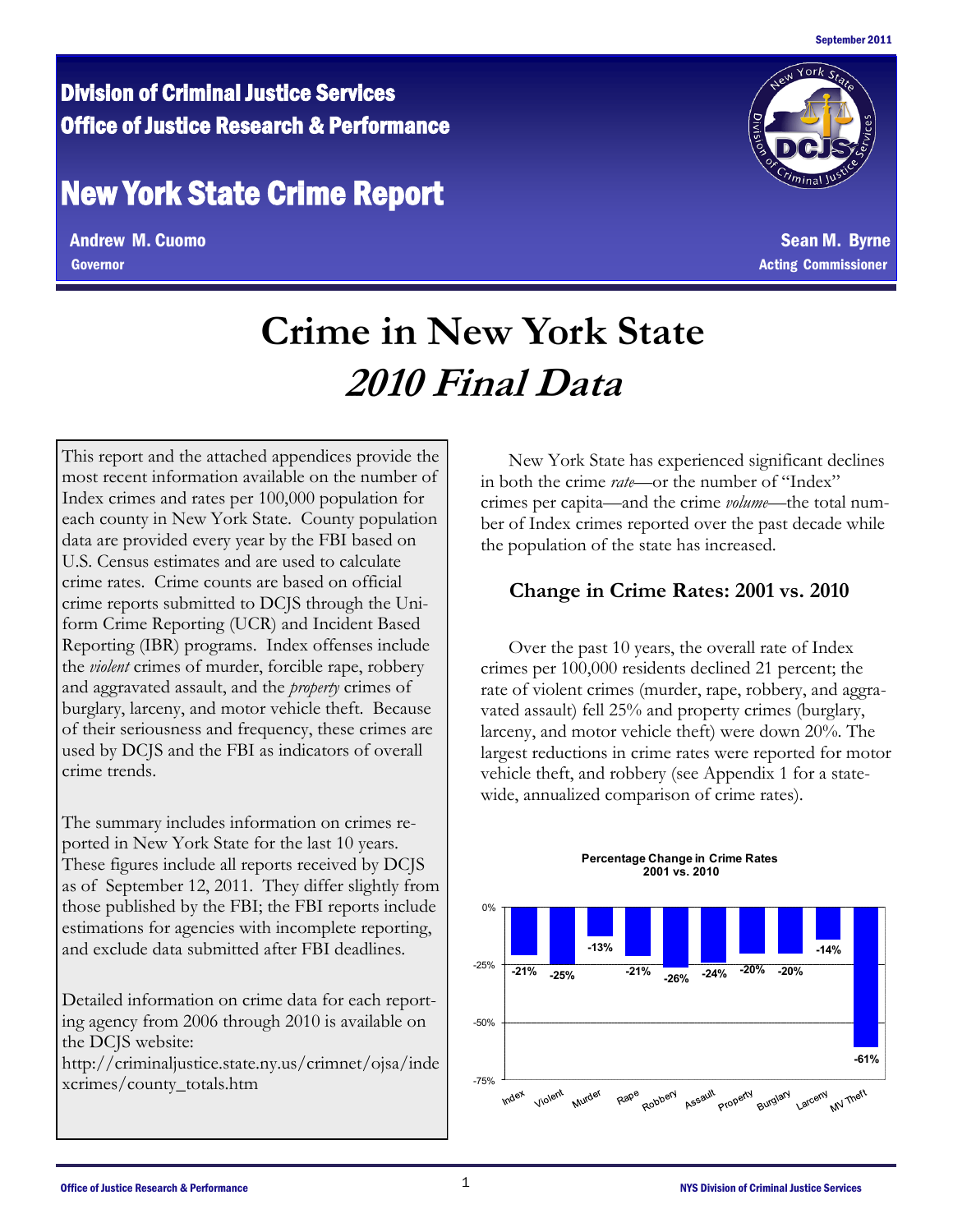September 2011

# Division of Criminal Justice Services
## Office of Justice Research & Performance

# New York State Crime Report

**Andrew M. Cuomo**
Governor

**Sean M. Byrne**
Acting Commissioner

# Crime in New York State
## *2010 Final Data*

This report and the attached appendices provide the most recent information available on the number of Index crimes and rates per 100,000 population for each county in New York State. County population data are provided every year by the FBI based on U.S. Census estimates and are used to calculate crime rates. Crime counts are based on official crime reports submitted to DCJS through the Uniform Crime Reporting (UCR) and Incident Based Reporting (IBR) programs. Index offenses include the *violent* crimes of murder, forcible rape, robbery and aggravated assault, and the *property* crimes of burglary, larceny, and motor vehicle theft. Because of their seriousness and frequency, these crimes are used by DCJS and the FBI as indicators of overall crime trends.

The summary includes information on crimes reported in New York State for the last 10 years. These figures include all reports received by DCJS as of September 12, 2011. They differ slightly from those published by the FBI; the FBI reports include estimations for agencies with incomplete reporting, and exclude data submitted after FBI deadlines.

Detailed information on crime data for each reporting agency from 2006 through 2010 is available on the DCJS website:
http://criminaljustice.state.ny.us/crimnet/ojsa/indexcrimes/county_totals.htm

New York State has experienced significant declines in both the crime *rate*—or the number of "Index" crimes per capita—and the crime *volume*—the total number of Index crimes reported over the past decade while the population of the state has increased.

### Change in Crime Rates: 2001 vs. 2010

Over the past 10 years, the overall rate of Index crimes per 100,000 residents declined 21 percent; the rate of violent crimes (murder, rape, robbery, and aggravated assault) fell 25% and property crimes (burglary, larceny, and motor vehicle theft) were down 20%. The largest reductions in crime rates were reported for motor vehicle theft, and robbery (see Appendix 1 for a statewide, annualized comparison of crime rates).

**Percentage Change in Crime Rates 2001 vs. 2010**

| Index | Violent | Murder | Rape | Robbery | Assault | Property | Burglary | Larceny | MV Theft |
|---|---|---|---|---|---|---|---|---|---|
| -21% | -25% | -13% | -21% | -26% | -24% | -20% | -20% | -14% | -61% |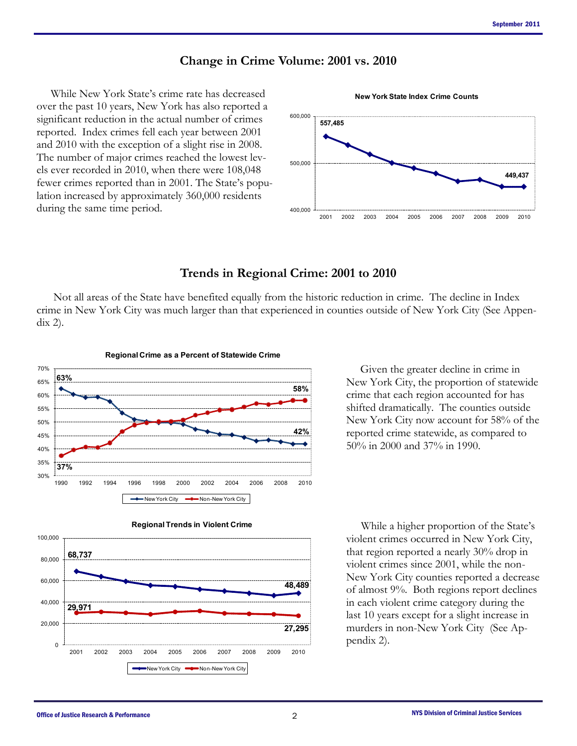## Change in Crime Volume: 2001 vs. 2010

While New York State's crime rate has decreased over the past 10 years, New York has also reported a significant reduction in the actual number of crimes reported. Index crimes fell each year between 2001 and 2010 with the exception of a slight rise in 2008. The number of major crimes reached the lowest levels ever recorded in 2010, when there were 108,048 fewer crimes reported than in 2001. The State's population increased by approximately 360,000 residents during the same time period.

**New York State Index Crime Counts**

## Trends in Regional Crime: 2001 to 2010

Not all areas of the State have benefited equally from the historic reduction in crime. The decline in Index crime in New York City was much larger than that experienced in counties outside of New York City (See Appendix 2).

**Regional Crime as a Percent of Statewide Crime**

Given the greater decline in crime in New York City, the proportion of statewide crime that each region accounted for has shifted dramatically. The counties outside New York City now account for 58% of the reported crime statewide, as compared to 50% in 2000 and 37% in 1990.

**Regional Trends in Violent Crime**

While a higher proportion of the State's violent crimes occurred in New York City, that region reported a nearly 30% drop in violent crimes since 2001, while the non-New York City counties reported a decrease of almost 9%. Both regions report declines in each violent crime category during the last 10 years except for a slight increase in murders in non-New York City (See Appendix 2).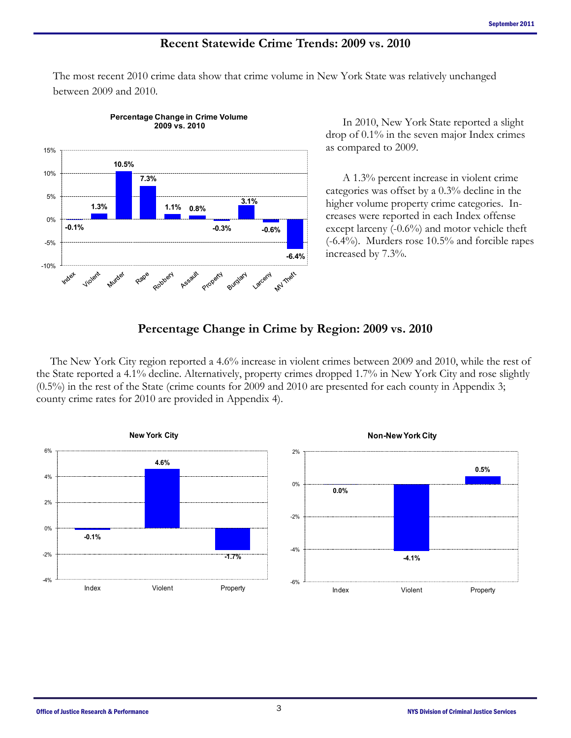## Recent Statewide Crime Trends: 2009 vs. 2010

The most recent 2010 crime data show that crime volume in New York State was relatively unchanged between 2009 and 2010.

**Percentage Change in Crime Volume 2009 vs. 2010**

| Category | Change |
|---|---|
| Index | -0.1% |
| Violent | 1.3% |
| Murder | 10.5% |
| Rape | 7.3% |
| Robbery | 1.1% |
| Assault | 0.8% |
| Property | -0.3% |
| Burglary | 3.1% |
| Larceny | -0.6% |
| MV Theft | -6.4% |

In 2010, New York State reported a slight drop of 0.1% in the seven major Index crimes as compared to 2009.

A 1.3% percent increase in violent crime categories was offset by a 0.3% decline in the higher volume property crime categories. Increases were reported in each Index offense except larceny (-0.6%) and motor vehicle theft (-6.4%). Murders rose 10.5% and forcible rapes increased by 7.3%.

## Percentage Change in Crime by Region: 2009 vs. 2010

The New York City region reported a 4.6% increase in violent crimes between 2009 and 2010, while the rest of the State reported a 4.1% decline. Alternatively, property crimes dropped 1.7% in New York City and rose slightly (0.5%) in the rest of the State (crime counts for 2009 and 2010 are presented for each county in Appendix 3; county crime rates for 2010 are provided in Appendix 4).

**New York City**

| Category | Change |
|---|---|
| Index | -0.1% |
| Violent | 4.6% |
| Property | -1.7% |

**Non-New York City**

| Category | Change |
|---|---|
| Index | 0.0% |
| Violent | -4.1% |
| Property | 0.5% |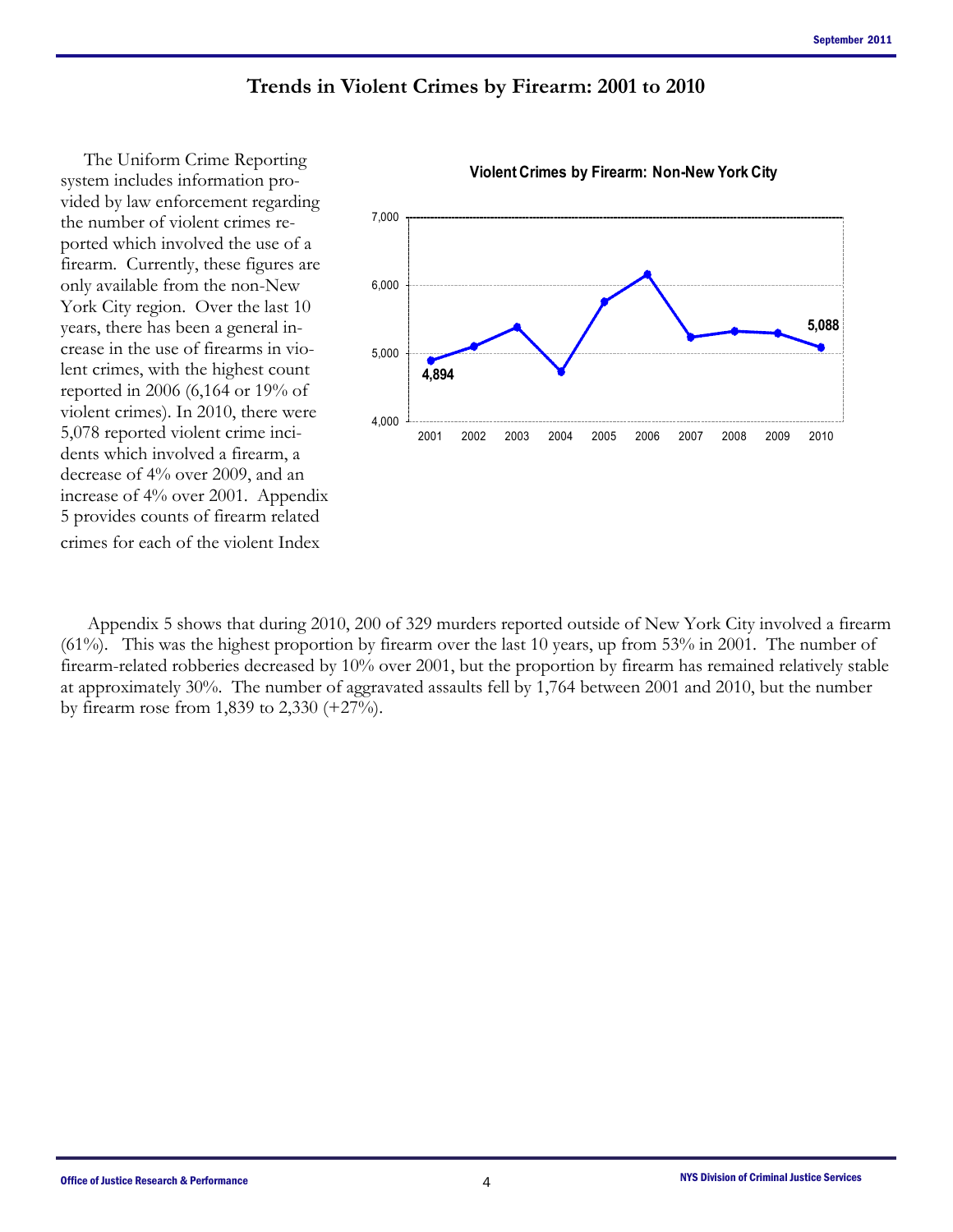# Trends in Violent Crimes by Firearm: 2001 to 2010

The Uniform Crime Reporting system includes information provided by law enforcement regarding the number of violent crimes reported which involved the use of a firearm. Currently, these figures are only available from the non-New York City region. Over the last 10 years, there has been a general increase in the use of firearms in violent crimes, with the highest count reported in 2006 (6,164 or 19% of violent crimes). In 2010, there were 5,078 reported violent crime incidents which involved a firearm, a decrease of 4% over 2009, and an increase of 4% over 2001. Appendix 5 provides counts of firearm related crimes for each of the violent Index

**Violent Crimes by Firearm: Non-New York City**

| Year | Count |
|---|---|
| 2001 | 4,894 |
| 2010 | 5,088 |

Appendix 5 shows that during 2010, 200 of 329 murders reported outside of New York City involved a firearm (61%). This was the highest proportion by firearm over the last 10 years, up from 53% in 2001. The number of firearm-related robberies decreased by 10% over 2001, but the proportion by firearm has remained relatively stable at approximately 30%. The number of aggravated assaults fell by 1,764 between 2001 and 2010, but the number by firearm rose from 1,839 to 2,330 (+27%).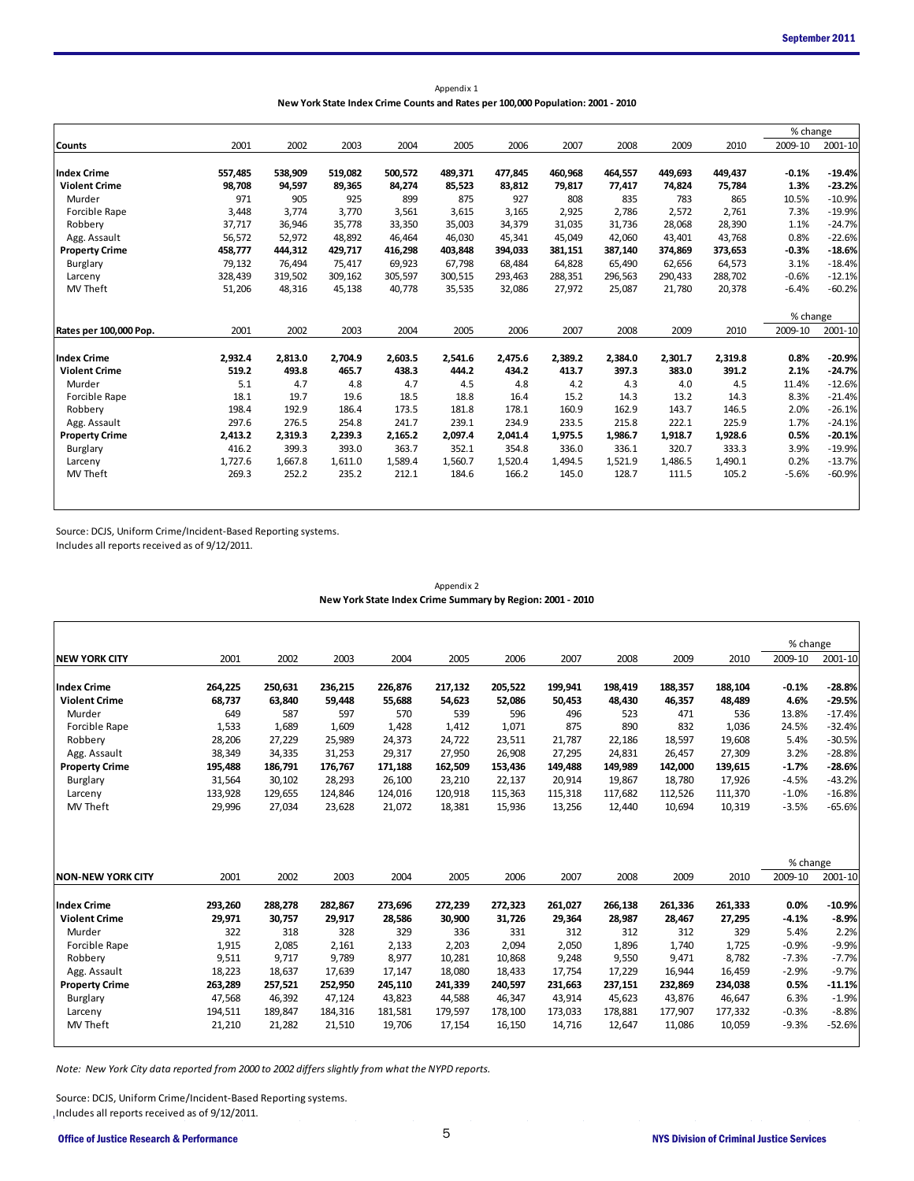Appendix 1

**New York State Index Crime Counts and Rates per 100,000 Population: 2001 - 2010**

| Counts | 2001 | 2002 | 2003 | 2004 | 2005 | 2006 | 2007 | 2008 | 2009 | 2010 | % change 2009-10 | % change 2001-10 |
|---|---|---|---|---|---|---|---|---|---|---|---|---|
| **Index Crime** | **557,485** | **538,909** | **519,082** | **500,572** | **489,371** | **477,845** | **460,968** | **464,557** | **449,693** | **449,437** | **-0.1%** | **-19.4%** |
| **Violent Crime** | **98,708** | **94,597** | **89,365** | **84,274** | **85,523** | **83,812** | **79,817** | **77,417** | **74,824** | **75,784** | **1.3%** | **-23.2%** |
| Murder | 971 | 905 | 925 | 899 | 875 | 927 | 808 | 835 | 783 | 865 | 10.5% | -10.9% |
| Forcible Rape | 3,448 | 3,774 | 3,770 | 3,561 | 3,615 | 3,165 | 2,925 | 2,786 | 2,572 | 2,761 | 7.3% | -19.9% |
| Robbery | 37,717 | 36,946 | 35,778 | 33,350 | 35,003 | 34,379 | 31,035 | 31,736 | 28,068 | 28,390 | 1.1% | -24.7% |
| Agg. Assault | 56,572 | 52,972 | 48,892 | 46,464 | 46,030 | 45,341 | 45,049 | 42,060 | 43,401 | 43,768 | 0.8% | -22.6% |
| **Property Crime** | **458,777** | **444,312** | **429,717** | **416,298** | **403,848** | **394,033** | **381,151** | **387,140** | **374,869** | **373,653** | **-0.3%** | **-18.6%** |
| Burglary | 79,132 | 76,494 | 75,417 | 69,923 | 67,798 | 68,484 | 64,828 | 65,490 | 62,656 | 64,573 | 3.1% | -18.4% |
| Larceny | 328,439 | 319,502 | 309,162 | 305,597 | 300,515 | 293,463 | 288,351 | 296,563 | 290,433 | 288,702 | -0.6% | -12.1% |
| MV Theft | 51,206 | 48,316 | 45,138 | 40,778 | 35,535 | 32,086 | 27,972 | 25,087 | 21,780 | 20,378 | -6.4% | -60.2% |

| Rates per 100,000 Pop. | 2001 | 2002 | 2003 | 2004 | 2005 | 2006 | 2007 | 2008 | 2009 | 2010 | % change 2009-10 | % change 2001-10 |
|---|---|---|---|---|---|---|---|---|---|---|---|---|
| **Index Crime** | **2,932.4** | **2,813.0** | **2,704.9** | **2,603.5** | **2,541.6** | **2,475.6** | **2,389.2** | **2,384.0** | **2,301.7** | **2,319.8** | **0.8%** | **-20.9%** |
| **Violent Crime** | **519.2** | **493.8** | **465.7** | **438.3** | **444.2** | **434.2** | **413.7** | **397.3** | **383.0** | **391.2** | **2.1%** | **-24.7%** |
| Murder | 5.1 | 4.7 | 4.8 | 4.7 | 4.5 | 4.8 | 4.2 | 4.3 | 4.0 | 4.5 | 11.4% | -12.6% |
| Forcible Rape | 18.1 | 19.7 | 19.6 | 18.5 | 18.8 | 16.4 | 15.2 | 14.3 | 13.2 | 14.3 | 8.3% | -21.4% |
| Robbery | 198.4 | 192.9 | 186.4 | 173.5 | 181.8 | 178.1 | 160.9 | 162.9 | 143.7 | 146.5 | 2.0% | -26.1% |
| Agg. Assault | 297.6 | 276.5 | 254.8 | 241.7 | 239.1 | 234.9 | 233.5 | 215.8 | 222.1 | 225.9 | 1.7% | -24.1% |
| **Property Crime** | **2,413.2** | **2,319.3** | **2,239.3** | **2,165.2** | **2,097.4** | **2,041.4** | **1,975.5** | **1,986.7** | **1,918.7** | **1,928.6** | **0.5%** | **-20.1%** |
| Burglary | 416.2 | 399.3 | 393.0 | 363.7 | 352.1 | 354.8 | 336.0 | 336.1 | 320.7 | 333.3 | 3.9% | -19.9% |
| Larceny | 1,727.6 | 1,667.8 | 1,611.0 | 1,589.4 | 1,560.7 | 1,520.4 | 1,494.5 | 1,521.9 | 1,486.5 | 1,490.1 | 0.2% | -13.7% |
| MV Theft | 269.3 | 252.2 | 235.2 | 212.1 | 184.6 | 166.2 | 145.0 | 128.7 | 111.5 | 105.2 | -5.6% | -60.9% |

Source: DCJS, Uniform Crime/Incident-Based Reporting systems.
Includes all reports received as of 9/12/2011.

Appendix 2

**New York State Index Crime Summary by Region: 2001 - 2010**

| NEW YORK CITY | 2001 | 2002 | 2003 | 2004 | 2005 | 2006 | 2007 | 2008 | 2009 | 2010 | % change 2009-10 | % change 2001-10 |
|---|---|---|---|---|---|---|---|---|---|---|---|---|
| **Index Crime** | **264,225** | **250,631** | **236,215** | **226,876** | **217,132** | **205,522** | **199,941** | **198,419** | **188,357** | **188,104** | **-0.1%** | **-28.8%** |
| **Violent Crime** | **68,737** | **63,840** | **59,448** | **55,688** | **54,623** | **52,086** | **50,453** | **48,430** | **46,357** | **48,489** | **4.6%** | **-29.5%** |
| Murder | 649 | 587 | 597 | 570 | 539 | 596 | 496 | 523 | 471 | 536 | 13.8% | -17.4% |
| Forcible Rape | 1,533 | 1,689 | 1,609 | 1,428 | 1,412 | 1,071 | 875 | 890 | 832 | 1,036 | 24.5% | -32.4% |
| Robbery | 28,206 | 27,229 | 25,989 | 24,373 | 24,722 | 23,511 | 21,787 | 22,186 | 18,597 | 19,608 | 5.4% | -30.5% |
| Agg. Assault | 38,349 | 34,335 | 31,253 | 29,317 | 27,950 | 26,908 | 27,295 | 24,831 | 26,457 | 27,309 | 3.2% | -28.8% |
| **Property Crime** | **195,488** | **186,791** | **176,767** | **171,188** | **162,509** | **153,436** | **149,488** | **149,989** | **142,000** | **139,615** | **-1.7%** | **-28.6%** |
| Burglary | 31,564 | 30,102 | 28,293 | 26,100 | 23,210 | 22,137 | 20,914 | 19,867 | 18,780 | 17,926 | -4.5% | -43.2% |
| Larceny | 133,928 | 129,655 | 124,846 | 124,016 | 120,918 | 115,363 | 115,318 | 117,682 | 112,526 | 111,370 | -1.0% | -16.8% |
| MV Theft | 29,996 | 27,034 | 23,628 | 21,072 | 18,381 | 15,936 | 13,256 | 12,440 | 10,694 | 10,319 | -3.5% | -65.6% |

| NON-NEW YORK CITY | 2001 | 2002 | 2003 | 2004 | 2005 | 2006 | 2007 | 2008 | 2009 | 2010 | % change 2009-10 | % change 2001-10 |
|---|---|---|---|---|---|---|---|---|---|---|---|---|
| **Index Crime** | **293,260** | **288,278** | **282,867** | **273,696** | **272,239** | **272,323** | **261,027** | **266,138** | **261,336** | **261,333** | **0.0%** | **-10.9%** |
| **Violent Crime** | **29,971** | **30,757** | **29,917** | **28,586** | **30,900** | **31,726** | **29,364** | **28,987** | **28,467** | **27,295** | **-4.1%** | **-8.9%** |
| Murder | 322 | 318 | 328 | 329 | 336 | 331 | 312 | 312 | 312 | 329 | 5.4% | 2.2% |
| Forcible Rape | 1,915 | 2,085 | 2,161 | 2,133 | 2,203 | 2,094 | 2,050 | 1,896 | 1,740 | 1,725 | -0.9% | -9.9% |
| Robbery | 9,511 | 9,717 | 9,789 | 8,977 | 10,281 | 10,868 | 9,248 | 9,550 | 9,471 | 8,782 | -7.3% | -7.7% |
| Agg. Assault | 18,223 | 18,637 | 17,639 | 17,147 | 18,080 | 18,433 | 17,754 | 17,229 | 16,944 | 16,459 | -2.9% | -9.7% |
| **Property Crime** | **263,289** | **257,521** | **252,950** | **245,110** | **241,339** | **240,597** | **231,663** | **237,151** | **232,869** | **234,038** | **0.5%** | **-11.1%** |
| Burglary | 47,568 | 46,392 | 47,124 | 43,823 | 44,588 | 46,347 | 43,914 | 45,623 | 43,876 | 46,647 | 6.3% | -1.9% |
| Larceny | 194,511 | 189,847 | 184,316 | 181,581 | 179,597 | 178,100 | 173,033 | 178,881 | 177,907 | 177,332 | -0.3% | -8.8% |
| MV Theft | 21,210 | 21,282 | 21,510 | 19,706 | 17,154 | 16,150 | 14,716 | 12,647 | 11,086 | 10,059 | -9.3% | -52.6% |

*Note: New York City data reported from 2000 to 2002 differs slightly from what the NYPD reports.*

Source: DCJS, Uniform Crime/Incident-Based Reporting systems.
Includes all reports received as of 9/12/2011.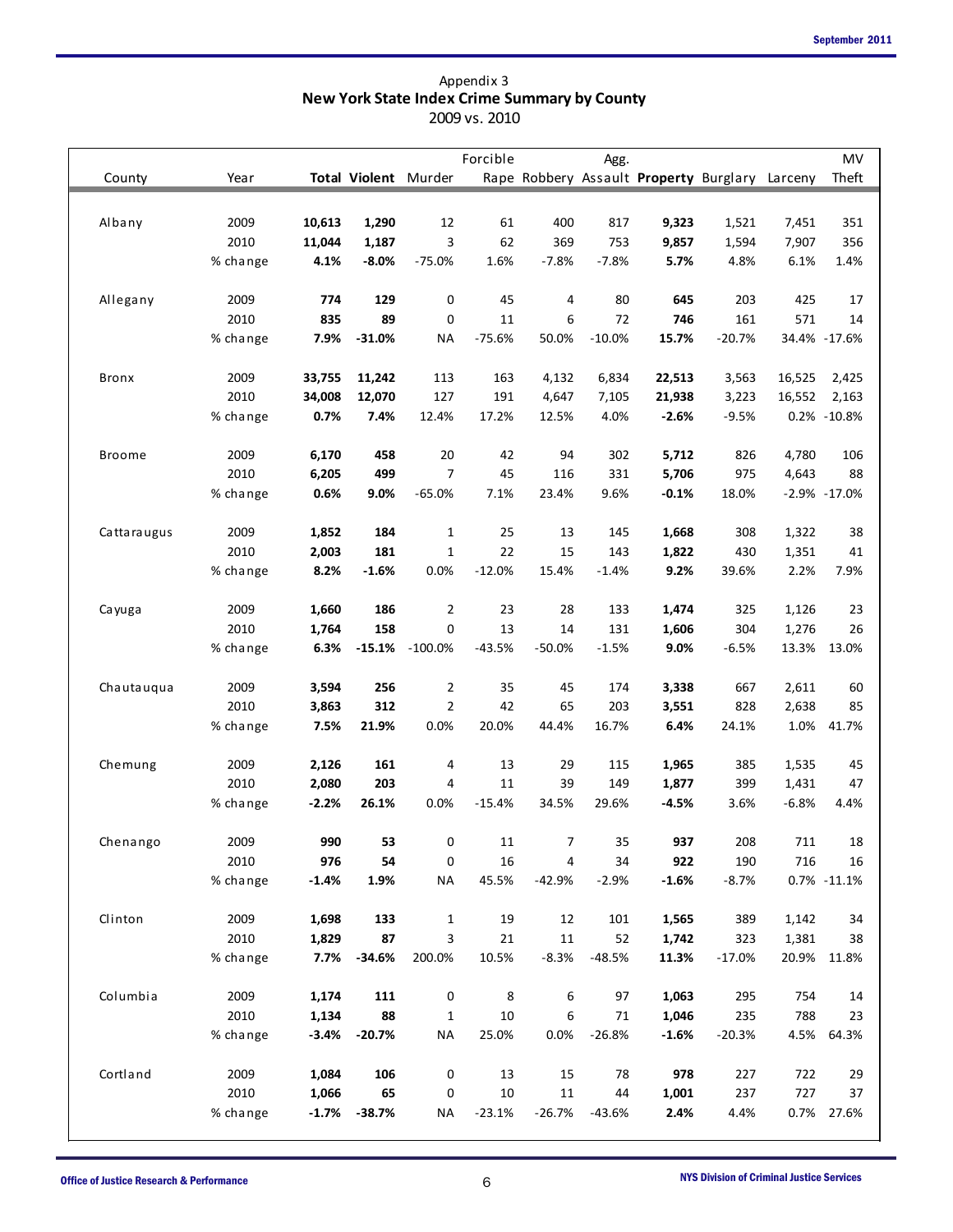Appendix 3

## New York State Index Crime Summary by County

2009 vs. 2010

| County | Year | **Total** | **Violent** | Murder | Forcible Rape | Robbery | Agg. Assault | **Property** | Burglary | Larceny | MV Theft |
|---|---|---|---|---|---|---|---|---|---|---|---|
| Albany | 2009 | **10,613** | **1,290** | 12 | 61 | 400 | 817 | **9,323** | 1,521 | 7,451 | 351 |
| | 2010 | **11,044** | **1,187** | 3 | 62 | 369 | 753 | **9,857** | 1,594 | 7,907 | 356 |
| | % change | **4.1%** | **-8.0%** | -75.0% | 1.6% | -7.8% | -7.8% | **5.7%** | 4.8% | 6.1% | 1.4% |
| Allegany | 2009 | **774** | **129** | 0 | 45 | 4 | 80 | **645** | 203 | 425 | 17 |
| | 2010 | **835** | **89** | 0 | 11 | 6 | 72 | **746** | 161 | 571 | 14 |
| | % change | **7.9%** | **-31.0%** | NA | -75.6% | 50.0% | -10.0% | **15.7%** | -20.7% | 34.4% | -17.6% |
| Bronx | 2009 | **33,755** | **11,242** | 113 | 163 | 4,132 | 6,834 | **22,513** | 3,563 | 16,525 | 2,425 |
| | 2010 | **34,008** | **12,070** | 127 | 191 | 4,647 | 7,105 | **21,938** | 3,223 | 16,552 | 2,163 |
| | % change | **0.7%** | **7.4%** | 12.4% | 17.2% | 12.5% | 4.0% | **-2.6%** | -9.5% | 0.2% | -10.8% |
| Broome | 2009 | **6,170** | **458** | 20 | 42 | 94 | 302 | **5,712** | 826 | 4,780 | 106 |
| | 2010 | **6,205** | **499** | 7 | 45 | 116 | 331 | **5,706** | 975 | 4,643 | 88 |
| | % change | **0.6%** | **9.0%** | -65.0% | 7.1% | 23.4% | 9.6% | **-0.1%** | 18.0% | -2.9% | -17.0% |
| Cattaraugus | 2009 | **1,852** | **184** | 1 | 25 | 13 | 145 | **1,668** | 308 | 1,322 | 38 |
| | 2010 | **2,003** | **181** | 1 | 22 | 15 | 143 | **1,822** | 430 | 1,351 | 41 |
| | % change | **8.2%** | **-1.6%** | 0.0% | -12.0% | 15.4% | -1.4% | **9.2%** | 39.6% | 2.2% | 7.9% |
| Cayuga | 2009 | **1,660** | **186** | 2 | 23 | 28 | 133 | **1,474** | 325 | 1,126 | 23 |
| | 2010 | **1,764** | **158** | 0 | 13 | 14 | 131 | **1,606** | 304 | 1,276 | 26 |
| | % change | **6.3%** | **-15.1%** | -100.0% | -43.5% | -50.0% | -1.5% | **9.0%** | -6.5% | 13.3% | 13.0% |
| Chautauqua | 2009 | **3,594** | **256** | 2 | 35 | 45 | 174 | **3,338** | 667 | 2,611 | 60 |
| | 2010 | **3,863** | **312** | 2 | 42 | 65 | 203 | **3,551** | 828 | 2,638 | 85 |
| | % change | **7.5%** | **21.9%** | 0.0% | 20.0% | 44.4% | 16.7% | **6.4%** | 24.1% | 1.0% | 41.7% |
| Chemung | 2009 | **2,126** | **161** | 4 | 13 | 29 | 115 | **1,965** | 385 | 1,535 | 45 |
| | 2010 | **2,080** | **203** | 4 | 11 | 39 | 149 | **1,877** | 399 | 1,431 | 47 |
| | % change | **-2.2%** | **26.1%** | 0.0% | -15.4% | 34.5% | 29.6% | **-4.5%** | 3.6% | -6.8% | 4.4% |
| Chenango | 2009 | **990** | **53** | 0 | 11 | 7 | 35 | **937** | 208 | 711 | 18 |
| | 2010 | **976** | **54** | 0 | 16 | 4 | 34 | **922** | 190 | 716 | 16 |
| | % change | **-1.4%** | **1.9%** | NA | 45.5% | -42.9% | -2.9% | **-1.6%** | -8.7% | 0.7% | -11.1% |
| Clinton | 2009 | **1,698** | **133** | 1 | 19 | 12 | 101 | **1,565** | 389 | 1,142 | 34 |
| | 2010 | **1,829** | **87** | 3 | 21 | 11 | 52 | **1,742** | 323 | 1,381 | 38 |
| | % change | **7.7%** | **-34.6%** | 200.0% | 10.5% | -8.3% | -48.5% | **11.3%** | -17.0% | 20.9% | 11.8% |
| Columbia | 2009 | **1,174** | **111** | 0 | 8 | 6 | 97 | **1,063** | 295 | 754 | 14 |
| | 2010 | **1,134** | **88** | 1 | 10 | 6 | 71 | **1,046** | 235 | 788 | 23 |
| | % change | **-3.4%** | **-20.7%** | NA | 25.0% | 0.0% | -26.8% | **-1.6%** | -20.3% | 4.5% | 64.3% |
| Cortland | 2009 | **1,084** | **106** | 0 | 13 | 15 | 78 | **978** | 227 | 722 | 29 |
| | 2010 | **1,066** | **65** | 0 | 10 | 11 | 44 | **1,001** | 237 | 727 | 37 |
| | % change | **-1.7%** | **-38.7%** | NA | -23.1% | -26.7% | -43.6% | **2.4%** | 4.4% | 0.7% | 27.6% |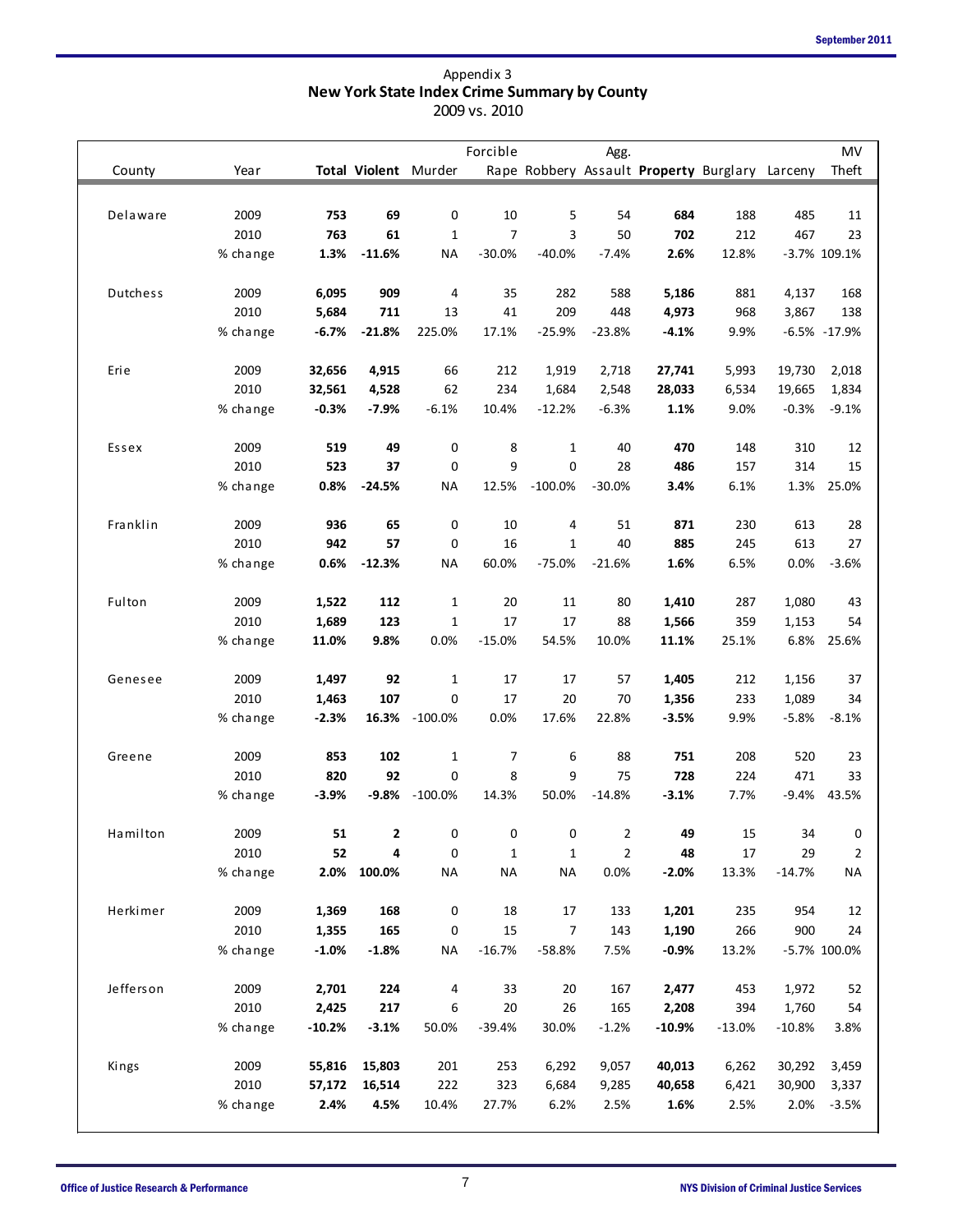Appendix 3

## New York State Index Crime Summary by County

2009 vs. 2010

| County | Year | Total | Violent | Murder | Forcible Rape | Robbery | Agg. Assault | Property | Burglary | Larceny | MV Theft |
|---|---|---|---|---|---|---|---|---|---|---|---|
| Delaware | 2009 | **753** | **69** | 0 | 10 | 5 | 54 | **684** | 188 | 485 | 11 |
| | 2010 | **763** | **61** | 1 | 7 | 3 | 50 | **702** | 212 | 467 | 23 |
| | % change | **1.3%** | **-11.6%** | NA | -30.0% | -40.0% | -7.4% | **2.6%** | 12.8% | -3.7% | 109.1% |
| Dutchess | 2009 | **6,095** | **909** | 4 | 35 | 282 | 588 | **5,186** | 881 | 4,137 | 168 |
| | 2010 | **5,684** | **711** | 13 | 41 | 209 | 448 | **4,973** | 968 | 3,867 | 138 |
| | % change | **-6.7%** | **-21.8%** | 225.0% | 17.1% | -25.9% | -23.8% | **-4.1%** | 9.9% | -6.5% | -17.9% |
| Erie | 2009 | **32,656** | **4,915** | 66 | 212 | 1,919 | 2,718 | **27,741** | 5,993 | 19,730 | 2,018 |
| | 2010 | **32,561** | **4,528** | 62 | 234 | 1,684 | 2,548 | **28,033** | 6,534 | 19,665 | 1,834 |
| | % change | **-0.3%** | **-7.9%** | -6.1% | 10.4% | -12.2% | -6.3% | **1.1%** | 9.0% | -0.3% | -9.1% |
| Essex | 2009 | **519** | **49** | 0 | 8 | 1 | 40 | **470** | 148 | 310 | 12 |
| | 2010 | **523** | **37** | 0 | 9 | 0 | 28 | **486** | 157 | 314 | 15 |
| | % change | **0.8%** | **-24.5%** | NA | 12.5% | -100.0% | -30.0% | **3.4%** | 6.1% | 1.3% | 25.0% |
| Franklin | 2009 | **936** | **65** | 0 | 10 | 4 | 51 | **871** | 230 | 613 | 28 |
| | 2010 | **942** | **57** | 0 | 16 | 1 | 40 | **885** | 245 | 613 | 27 |
| | % change | **0.6%** | **-12.3%** | NA | 60.0% | -75.0% | -21.6% | **1.6%** | 6.5% | 0.0% | -3.6% |
| Fulton | 2009 | **1,522** | **112** | 1 | 20 | 11 | 80 | **1,410** | 287 | 1,080 | 43 |
| | 2010 | **1,689** | **123** | 1 | 17 | 17 | 88 | **1,566** | 359 | 1,153 | 54 |
| | % change | **11.0%** | **9.8%** | 0.0% | -15.0% | 54.5% | 10.0% | **11.1%** | 25.1% | 6.8% | 25.6% |
| Genesee | 2009 | **1,497** | **92** | 1 | 17 | 17 | 57 | **1,405** | 212 | 1,156 | 37 |
| | 2010 | **1,463** | **107** | 0 | 17 | 20 | 70 | **1,356** | 233 | 1,089 | 34 |
| | % change | **-2.3%** | **16.3%** | -100.0% | 0.0% | 17.6% | 22.8% | **-3.5%** | 9.9% | -5.8% | -8.1% |
| Greene | 2009 | **853** | **102** | 1 | 7 | 6 | 88 | **751** | 208 | 520 | 23 |
| | 2010 | **820** | **92** | 0 | 8 | 9 | 75 | **728** | 224 | 471 | 33 |
| | % change | **-3.9%** | **-9.8%** | -100.0% | 14.3% | 50.0% | -14.8% | **-3.1%** | 7.7% | -9.4% | 43.5% |
| Hamilton | 2009 | **51** | **2** | 0 | 0 | 0 | 2 | **49** | 15 | 34 | 0 |
| | 2010 | **52** | **4** | 0 | 1 | 1 | 2 | **48** | 17 | 29 | 2 |
| | % change | **2.0%** | **100.0%** | NA | NA | NA | 0.0% | **-2.0%** | 13.3% | -14.7% | NA |
| Herkimer | 2009 | **1,369** | **168** | 0 | 18 | 17 | 133 | **1,201** | 235 | 954 | 12 |
| | 2010 | **1,355** | **165** | 0 | 15 | 7 | 143 | **1,190** | 266 | 900 | 24 |
| | % change | **-1.0%** | **-1.8%** | NA | -16.7% | -58.8% | 7.5% | **-0.9%** | 13.2% | -5.7% | 100.0% |
| Jefferson | 2009 | **2,701** | **224** | 4 | 33 | 20 | 167 | **2,477** | 453 | 1,972 | 52 |
| | 2010 | **2,425** | **217** | 6 | 20 | 26 | 165 | **2,208** | 394 | 1,760 | 54 |
| | % change | **-10.2%** | **-3.1%** | 50.0% | -39.4% | 30.0% | -1.2% | **-10.9%** | -13.0% | -10.8% | 3.8% |
| Kings | 2009 | **55,816** | **15,803** | 201 | 253 | 6,292 | 9,057 | **40,013** | 6,262 | 30,292 | 3,459 |
| | 2010 | **57,172** | **16,514** | 222 | 323 | 6,684 | 9,285 | **40,658** | 6,421 | 30,900 | 3,337 |
| | % change | **2.4%** | **4.5%** | 10.4% | 27.7% | 6.2% | 2.5% | **1.6%** | 2.5% | 2.0% | -3.5% |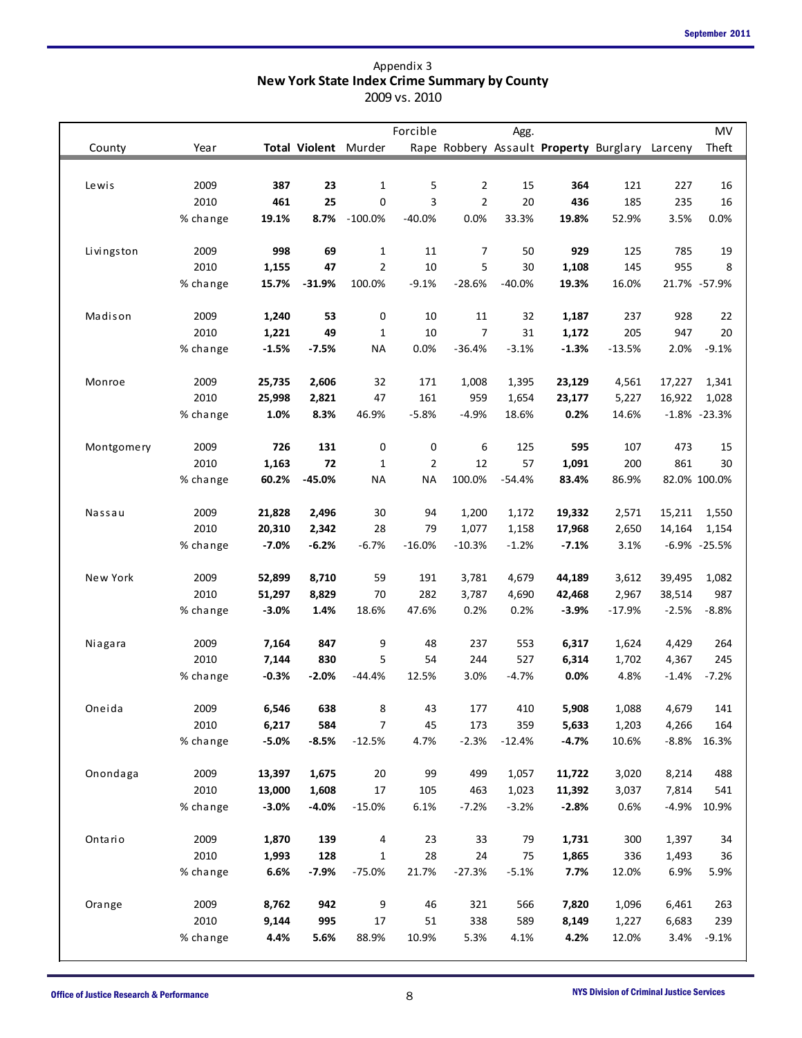Appendix 3

## New York State Index Crime Summary by County

2009 vs. 2010

| County | Year | **Total** | **Violent** | Murder | Forcible Rape | Robbery | Agg. Assault | **Property** | Burglary | Larceny | MV Theft |
|---|---|---|---|---|---|---|---|---|---|---|---|
| Lewis | 2009 | **387** | **23** | 1 | 5 | 2 | 15 | **364** | 121 | 227 | 16 |
| | 2010 | **461** | **25** | 0 | 3 | 2 | 20 | **436** | 185 | 235 | 16 |
| | % change | **19.1%** | **8.7%** | -100.0% | -40.0% | 0.0% | 33.3% | **19.8%** | 52.9% | 3.5% | 0.0% |
| Livingston | 2009 | **998** | **69** | 1 | 11 | 7 | 50 | **929** | 125 | 785 | 19 |
| | 2010 | **1,155** | **47** | 2 | 10 | 5 | 30 | **1,108** | 145 | 955 | 8 |
| | % change | **15.7%** | **-31.9%** | 100.0% | -9.1% | -28.6% | -40.0% | **19.3%** | 16.0% | 21.7% | -57.9% |
| Madison | 2009 | **1,240** | **53** | 0 | 10 | 11 | 32 | **1,187** | 237 | 928 | 22 |
| | 2010 | **1,221** | **49** | 1 | 10 | 7 | 31 | **1,172** | 205 | 947 | 20 |
| | % change | **-1.5%** | **-7.5%** | NA | 0.0% | -36.4% | -3.1% | **-1.3%** | -13.5% | 2.0% | -9.1% |
| Monroe | 2009 | **25,735** | **2,606** | 32 | 171 | 1,008 | 1,395 | **23,129** | 4,561 | 17,227 | 1,341 |
| | 2010 | **25,998** | **2,821** | 47 | 161 | 959 | 1,654 | **23,177** | 5,227 | 16,922 | 1,028 |
| | % change | **1.0%** | **8.3%** | 46.9% | -5.8% | -4.9% | 18.6% | **0.2%** | 14.6% | -1.8% | -23.3% |
| Montgomery | 2009 | **726** | **131** | 0 | 0 | 6 | 125 | **595** | 107 | 473 | 15 |
| | 2010 | **1,163** | **72** | 1 | 2 | 12 | 57 | **1,091** | 200 | 861 | 30 |
| | % change | **60.2%** | **-45.0%** | NA | NA | 100.0% | -54.4% | **83.4%** | 86.9% | 82.0% | 100.0% |
| Nassau | 2009 | **21,828** | **2,496** | 30 | 94 | 1,200 | 1,172 | **19,332** | 2,571 | 15,211 | 1,550 |
| | 2010 | **20,310** | **2,342** | 28 | 79 | 1,077 | 1,158 | **17,968** | 2,650 | 14,164 | 1,154 |
| | % change | **-7.0%** | **-6.2%** | -6.7% | -16.0% | -10.3% | -1.2% | **-7.1%** | 3.1% | -6.9% | -25.5% |
| New York | 2009 | **52,899** | **8,710** | 59 | 191 | 3,781 | 4,679 | **44,189** | 3,612 | 39,495 | 1,082 |
| | 2010 | **51,297** | **8,829** | 70 | 282 | 3,787 | 4,690 | **42,468** | 2,967 | 38,514 | 987 |
| | % change | **-3.0%** | **1.4%** | 18.6% | 47.6% | 0.2% | 0.2% | **-3.9%** | -17.9% | -2.5% | -8.8% |
| Niagara | 2009 | **7,164** | **847** | 9 | 48 | 237 | 553 | **6,317** | 1,624 | 4,429 | 264 |
| | 2010 | **7,144** | **830** | 5 | 54 | 244 | 527 | **6,314** | 1,702 | 4,367 | 245 |
| | % change | **-0.3%** | **-2.0%** | -44.4% | 12.5% | 3.0% | -4.7% | **0.0%** | 4.8% | -1.4% | -7.2% |
| Oneida | 2009 | **6,546** | **638** | 8 | 43 | 177 | 410 | **5,908** | 1,088 | 4,679 | 141 |
| | 2010 | **6,217** | **584** | 7 | 45 | 173 | 359 | **5,633** | 1,203 | 4,266 | 164 |
| | % change | **-5.0%** | **-8.5%** | -12.5% | 4.7% | -2.3% | -12.4% | **-4.7%** | 10.6% | -8.8% | 16.3% |
| Onondaga | 2009 | **13,397** | **1,675** | 20 | 99 | 499 | 1,057 | **11,722** | 3,020 | 8,214 | 488 |
| | 2010 | **13,000** | **1,608** | 17 | 105 | 463 | 1,023 | **11,392** | 3,037 | 7,814 | 541 |
| | % change | **-3.0%** | **-4.0%** | -15.0% | 6.1% | -7.2% | -3.2% | **-2.8%** | 0.6% | -4.9% | 10.9% |
| Ontario | 2009 | **1,870** | **139** | 4 | 23 | 33 | 79 | **1,731** | 300 | 1,397 | 34 |
| | 2010 | **1,993** | **128** | 1 | 28 | 24 | 75 | **1,865** | 336 | 1,493 | 36 |
| | % change | **6.6%** | **-7.9%** | -75.0% | 21.7% | -27.3% | -5.1% | **7.7%** | 12.0% | 6.9% | 5.9% |
| Orange | 2009 | **8,762** | **942** | 9 | 46 | 321 | 566 | **7,820** | 1,096 | 6,461 | 263 |
| | 2010 | **9,144** | **995** | 17 | 51 | 338 | 589 | **8,149** | 1,227 | 6,683 | 239 |
| | % change | **4.4%** | **5.6%** | 88.9% | 10.9% | 5.3% | 4.1% | **4.2%** | 12.0% | 3.4% | -9.1% |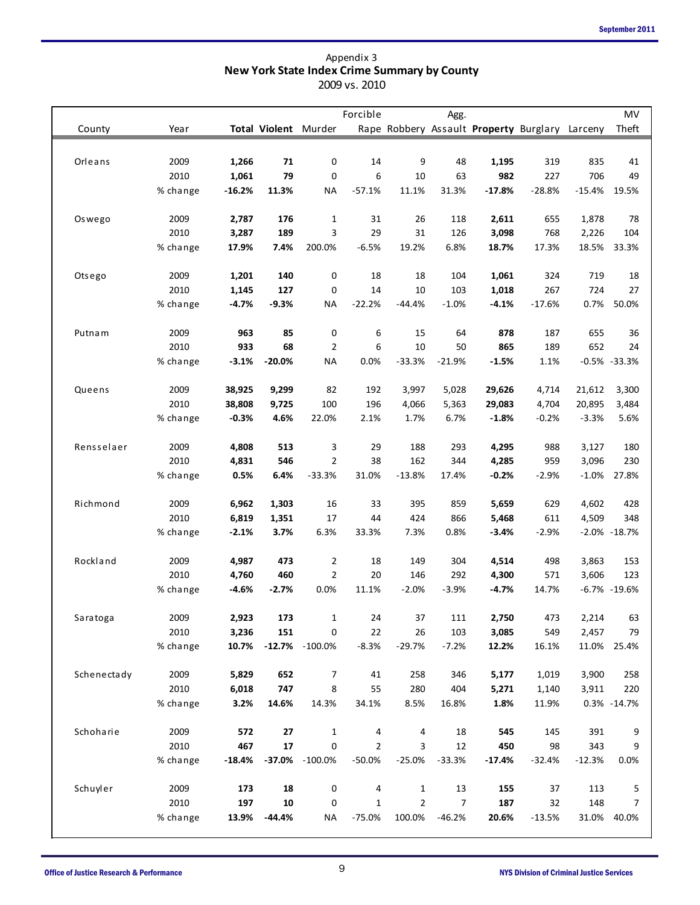Appendix 3

## New York State Index Crime Summary by County

2009 vs. 2010

| County | Year | Total | Violent | Murder | Forcible Rape | Robbery | Agg. Assault | Property | Burglary | Larceny | MV Theft |
|---|---|---|---|---|---|---|---|---|---|---|---|
| Orleans | 2009 | **1,266** | **71** | 0 | 14 | 9 | 48 | **1,195** | 319 | 835 | 41 |
| | 2010 | **1,061** | **79** | 0 | 6 | 10 | 63 | **982** | 227 | 706 | 49 |
| | % change | **-16.2%** | **11.3%** | NA | -57.1% | 11.1% | 31.3% | **-17.8%** | -28.8% | -15.4% | 19.5% |
| Oswego | 2009 | **2,787** | **176** | 1 | 31 | 26 | 118 | **2,611** | 655 | 1,878 | 78 |
| | 2010 | **3,287** | **189** | 3 | 29 | 31 | 126 | **3,098** | 768 | 2,226 | 104 |
| | % change | **17.9%** | **7.4%** | 200.0% | -6.5% | 19.2% | 6.8% | **18.7%** | 17.3% | 18.5% | 33.3% |
| Otsego | 2009 | **1,201** | **140** | 0 | 18 | 18 | 104 | **1,061** | 324 | 719 | 18 |
| | 2010 | **1,145** | **127** | 0 | 14 | 10 | 103 | **1,018** | 267 | 724 | 27 |
| | % change | **-4.7%** | **-9.3%** | NA | -22.2% | -44.4% | -1.0% | **-4.1%** | -17.6% | 0.7% | 50.0% |
| Putnam | 2009 | **963** | **85** | 0 | 6 | 15 | 64 | **878** | 187 | 655 | 36 |
| | 2010 | **933** | **68** | 2 | 6 | 10 | 50 | **865** | 189 | 652 | 24 |
| | % change | **-3.1%** | **-20.0%** | NA | 0.0% | -33.3% | -21.9% | **-1.5%** | 1.1% | -0.5% | -33.3% |
| Queens | 2009 | **38,925** | **9,299** | 82 | 192 | 3,997 | 5,028 | **29,626** | 4,714 | 21,612 | 3,300 |
| | 2010 | **38,808** | **9,725** | 100 | 196 | 4,066 | 5,363 | **29,083** | 4,704 | 20,895 | 3,484 |
| | % change | **-0.3%** | **4.6%** | 22.0% | 2.1% | 1.7% | 6.7% | **-1.8%** | -0.2% | -3.3% | 5.6% |
| Rensselaer | 2009 | **4,808** | **513** | 3 | 29 | 188 | 293 | **4,295** | 988 | 3,127 | 180 |
| | 2010 | **4,831** | **546** | 2 | 38 | 162 | 344 | **4,285** | 959 | 3,096 | 230 |
| | % change | **0.5%** | **6.4%** | -33.3% | 31.0% | -13.8% | 17.4% | **-0.2%** | -2.9% | -1.0% | 27.8% |
| Richmond | 2009 | **6,962** | **1,303** | 16 | 33 | 395 | 859 | **5,659** | 629 | 4,602 | 428 |
| | 2010 | **6,819** | **1,351** | 17 | 44 | 424 | 866 | **5,468** | 611 | 4,509 | 348 |
| | % change | **-2.1%** | **3.7%** | 6.3% | 33.3% | 7.3% | 0.8% | **-3.4%** | -2.9% | -2.0% | -18.7% |
| Rockland | 2009 | **4,987** | **473** | 2 | 18 | 149 | 304 | **4,514** | 498 | 3,863 | 153 |
| | 2010 | **4,760** | **460** | 2 | 20 | 146 | 292 | **4,300** | 571 | 3,606 | 123 |
| | % change | **-4.6%** | **-2.7%** | 0.0% | 11.1% | -2.0% | -3.9% | **-4.7%** | 14.7% | -6.7% | -19.6% |
| Saratoga | 2009 | **2,923** | **173** | 1 | 24 | 37 | 111 | **2,750** | 473 | 2,214 | 63 |
| | 2010 | **3,236** | **151** | 0 | 22 | 26 | 103 | **3,085** | 549 | 2,457 | 79 |
| | % change | **10.7%** | **-12.7%** | -100.0% | -8.3% | -29.7% | -7.2% | **12.2%** | 16.1% | 11.0% | 25.4% |
| Schenectady | 2009 | **5,829** | **652** | 7 | 41 | 258 | 346 | **5,177** | 1,019 | 3,900 | 258 |
| | 2010 | **6,018** | **747** | 8 | 55 | 280 | 404 | **5,271** | 1,140 | 3,911 | 220 |
| | % change | **3.2%** | **14.6%** | 14.3% | 34.1% | 8.5% | 16.8% | **1.8%** | 11.9% | 0.3% | -14.7% |
| Schoharie | 2009 | **572** | **27** | 1 | 4 | 4 | 18 | **545** | 145 | 391 | 9 |
| | 2010 | **467** | **17** | 0 | 2 | 3 | 12 | **450** | 98 | 343 | 9 |
| | % change | **-18.4%** | **-37.0%** | -100.0% | -50.0% | -25.0% | -33.3% | **-17.4%** | -32.4% | -12.3% | 0.0% |
| Schuyler | 2009 | **173** | **18** | 0 | 4 | 1 | 13 | **155** | 37 | 113 | 5 |
| | 2010 | **197** | **10** | 0 | 1 | 2 | 7 | **187** | 32 | 148 | 7 |
| | % change | **13.9%** | **-44.4%** | NA | -75.0% | 100.0% | -46.2% | **20.6%** | -13.5% | 31.0% | 40.0% |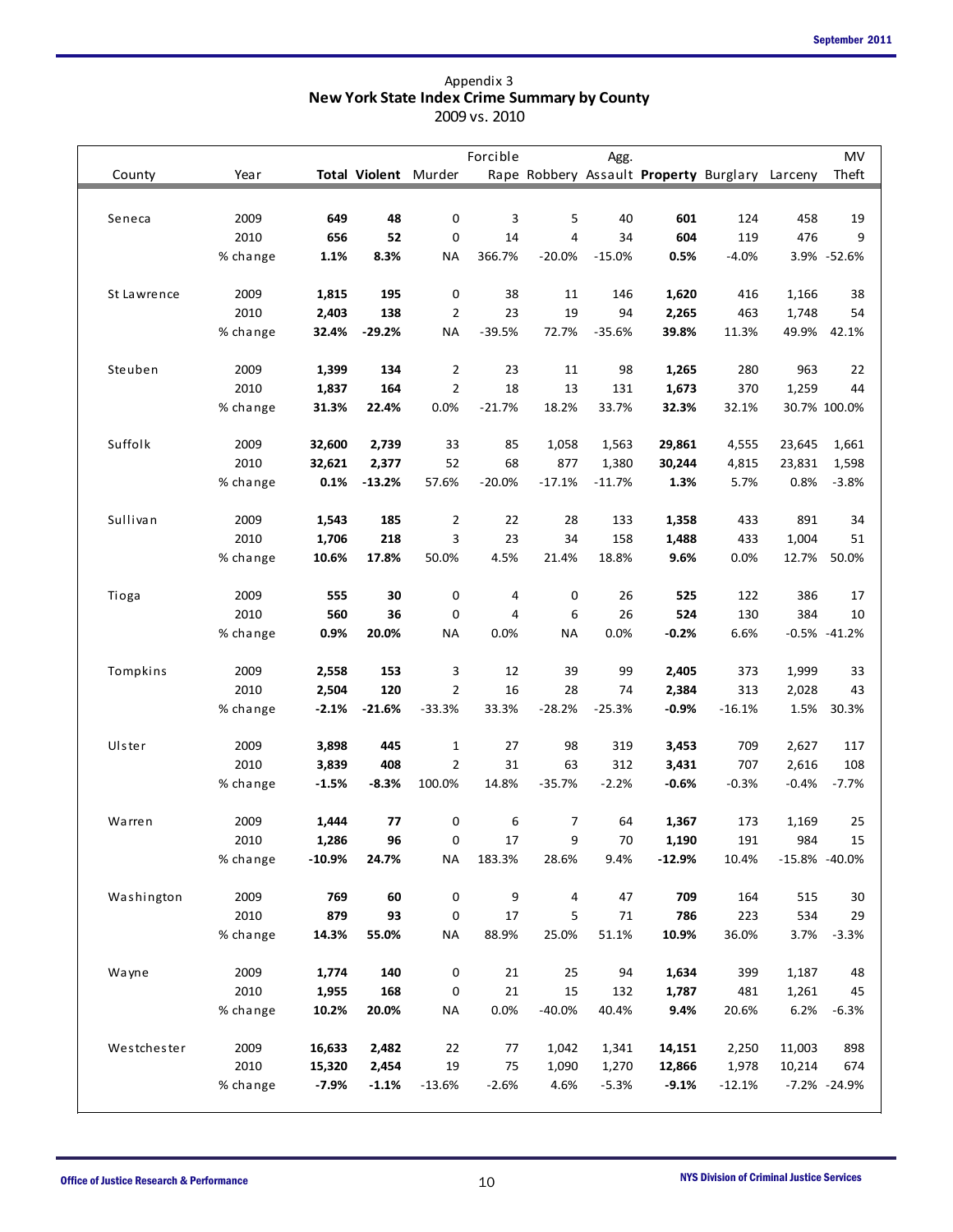Appendix 3

## New York State Index Crime Summary by County

2009 vs. 2010

| County | Year | **Total** | **Violent** | Murder | Forcible Rape | Robbery | Agg. Assault | **Property** | Burglary | Larceny | MV Theft |
|---|---|---|---|---|---|---|---|---|---|---|---|
| Seneca | 2009 | **649** | **48** | 0 | 3 | 5 | 40 | **601** | 124 | 458 | 19 |
| | 2010 | **656** | **52** | 0 | 14 | 4 | 34 | **604** | 119 | 476 | 9 |
| | % change | **1.1%** | **8.3%** | NA | 366.7% | -20.0% | -15.0% | **0.5%** | -4.0% | 3.9% | -52.6% |
| St Lawrence | 2009 | **1,815** | **195** | 0 | 38 | 11 | 146 | **1,620** | 416 | 1,166 | 38 |
| | 2010 | **2,403** | **138** | 2 | 23 | 19 | 94 | **2,265** | 463 | 1,748 | 54 |
| | % change | **32.4%** | **-29.2%** | NA | -39.5% | 72.7% | -35.6% | **39.8%** | 11.3% | 49.9% | 42.1% |
| Steuben | 2009 | **1,399** | **134** | 2 | 23 | 11 | 98 | **1,265** | 280 | 963 | 22 |
| | 2010 | **1,837** | **164** | 2 | 18 | 13 | 131 | **1,673** | 370 | 1,259 | 44 |
| | % change | **31.3%** | **22.4%** | 0.0% | -21.7% | 18.2% | 33.7% | **32.3%** | 32.1% | 30.7% | 100.0% |
| Suffolk | 2009 | **32,600** | **2,739** | 33 | 85 | 1,058 | 1,563 | **29,861** | 4,555 | 23,645 | 1,661 |
| | 2010 | **32,621** | **2,377** | 52 | 68 | 877 | 1,380 | **30,244** | 4,815 | 23,831 | 1,598 |
| | % change | **0.1%** | **-13.2%** | 57.6% | -20.0% | -17.1% | -11.7% | **1.3%** | 5.7% | 0.8% | -3.8% |
| Sullivan | 2009 | **1,543** | **185** | 2 | 22 | 28 | 133 | **1,358** | 433 | 891 | 34 |
| | 2010 | **1,706** | **218** | 3 | 23 | 34 | 158 | **1,488** | 433 | 1,004 | 51 |
| | % change | **10.6%** | **17.8%** | 50.0% | 4.5% | 21.4% | 18.8% | **9.6%** | 0.0% | 12.7% | 50.0% |
| Tioga | 2009 | **555** | **30** | 0 | 4 | 0 | 26 | **525** | 122 | 386 | 17 |
| | 2010 | **560** | **36** | 0 | 4 | 6 | 26 | **524** | 130 | 384 | 10 |
| | % change | **0.9%** | **20.0%** | NA | 0.0% | NA | 0.0% | **-0.2%** | 6.6% | -0.5% | -41.2% |
| Tompkins | 2009 | **2,558** | **153** | 3 | 12 | 39 | 99 | **2,405** | 373 | 1,999 | 33 |
| | 2010 | **2,504** | **120** | 2 | 16 | 28 | 74 | **2,384** | 313 | 2,028 | 43 |
| | % change | **-2.1%** | **-21.6%** | -33.3% | 33.3% | -28.2% | -25.3% | **-0.9%** | -16.1% | 1.5% | 30.3% |
| Ulster | 2009 | **3,898** | **445** | 1 | 27 | 98 | 319 | **3,453** | 709 | 2,627 | 117 |
| | 2010 | **3,839** | **408** | 2 | 31 | 63 | 312 | **3,431** | 707 | 2,616 | 108 |
| | % change | **-1.5%** | **-8.3%** | 100.0% | 14.8% | -35.7% | -2.2% | **-0.6%** | -0.3% | -0.4% | -7.7% |
| Warren | 2009 | **1,444** | **77** | 0 | 6 | 7 | 64 | **1,367** | 173 | 1,169 | 25 |
| | 2010 | **1,286** | **96** | 0 | 17 | 9 | 70 | **1,190** | 191 | 984 | 15 |
| | % change | **-10.9%** | **24.7%** | NA | 183.3% | 28.6% | 9.4% | **-12.9%** | 10.4% | -15.8% | -40.0% |
| Washington | 2009 | **769** | **60** | 0 | 9 | 4 | 47 | **709** | 164 | 515 | 30 |
| | 2010 | **879** | **93** | 0 | 17 | 5 | 71 | **786** | 223 | 534 | 29 |
| | % change | **14.3%** | **55.0%** | NA | 88.9% | 25.0% | 51.1% | **10.9%** | 36.0% | 3.7% | -3.3% |
| Wayne | 2009 | **1,774** | **140** | 0 | 21 | 25 | 94 | **1,634** | 399 | 1,187 | 48 |
| | 2010 | **1,955** | **168** | 0 | 21 | 15 | 132 | **1,787** | 481 | 1,261 | 45 |
| | % change | **10.2%** | **20.0%** | NA | 0.0% | -40.0% | 40.4% | **9.4%** | 20.6% | 6.2% | -6.3% |
| Westchester | 2009 | **16,633** | **2,482** | 22 | 77 | 1,042 | 1,341 | **14,151** | 2,250 | 11,003 | 898 |
| | 2010 | **15,320** | **2,454** | 19 | 75 | 1,090 | 1,270 | **12,866** | 1,978 | 10,214 | 674 |
| | % change | **-7.9%** | **-1.1%** | -13.6% | -2.6% | 4.6% | -5.3% | **-9.1%** | -12.1% | -7.2% | -24.9% |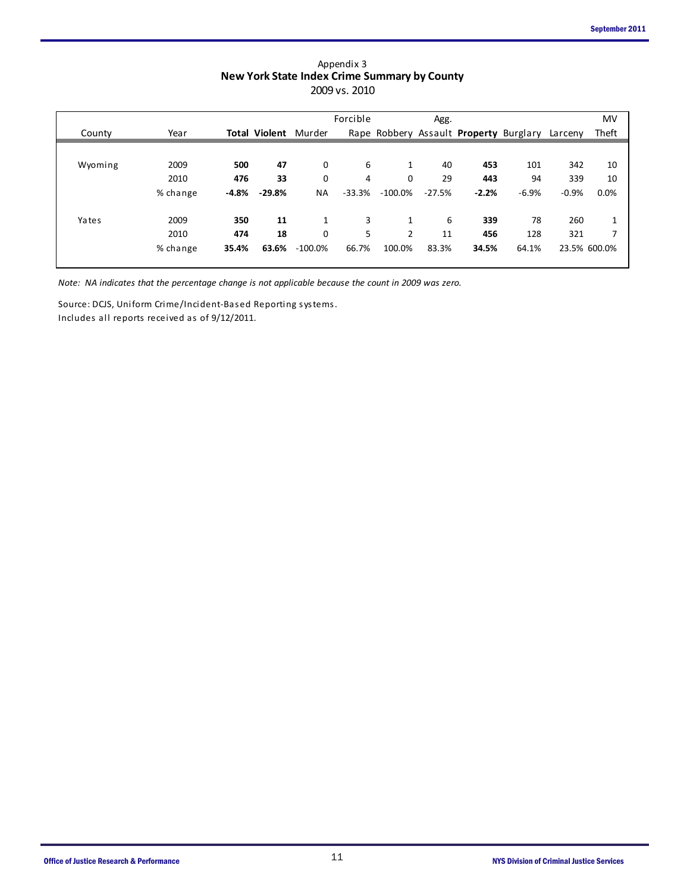Appendix 3

## New York State Index Crime Summary by County

2009 vs. 2010

| County | Year | **Total** | **Violent** | Murder | Forcible Rape | Robbery | Agg. Assault | **Property** | Burglary | Larceny | MV Theft |
|---|---|---|---|---|---|---|---|---|---|---|---|
| Wyoming | 2009 | **500** | **47** | 0 | 6 | 1 | 40 | **453** | 101 | 342 | 10 |
| | 2010 | **476** | **33** | 0 | 4 | 0 | 29 | **443** | 94 | 339 | 10 |
| | % change | **-4.8%** | **-29.8%** | NA | -33.3% | -100.0% | -27.5% | **-2.2%** | -6.9% | -0.9% | 0.0% |
| Yates | 2009 | **350** | **11** | 1 | 3 | 1 | 6 | **339** | 78 | 260 | 1 |
| | 2010 | **474** | **18** | 0 | 5 | 2 | 11 | **456** | 128 | 321 | 7 |
| | % change | **35.4%** | **63.6%** | -100.0% | 66.7% | 100.0% | 83.3% | **34.5%** | 64.1% | 23.5% | 600.0% |

*Note: NA indicates that the percentage change is not applicable because the count in 2009 was zero.*

Source: DCJS, Uniform Crime/Incident-Based Reporting systems.
Includes all reports received as of 9/12/2011.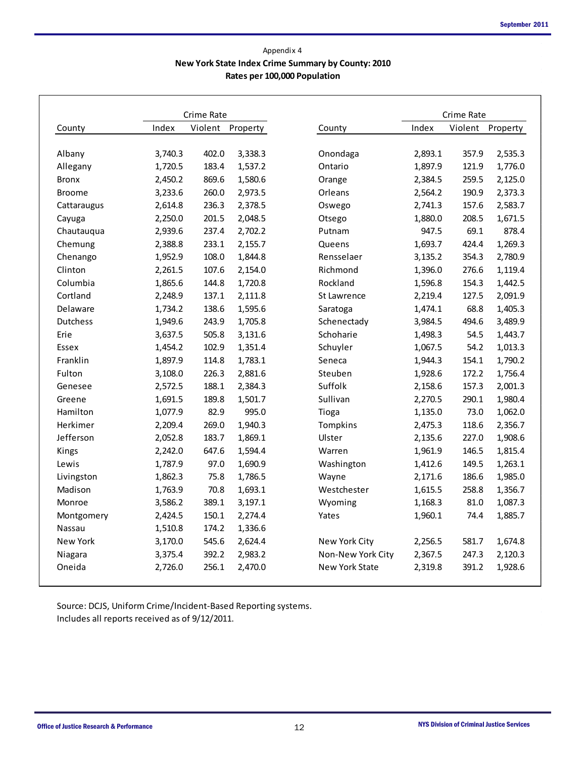Appendix 4

**New York State Index Crime Summary by County: 2010**
**Rates per 100,000 Population**

| County | Crime Rate | | | County | Crime Rate | | |
|---|---|---|---|---|---|---|---|
| | Index | Violent | Property | | Index | Violent | Property |
| Albany | 3,740.3 | 402.0 | 3,338.3 | Onondaga | 2,893.1 | 357.9 | 2,535.3 |
| Allegany | 1,720.5 | 183.4 | 1,537.2 | Ontario | 1,897.9 | 121.9 | 1,776.0 |
| Bronx | 2,450.2 | 869.6 | 1,580.6 | Orange | 2,384.5 | 259.5 | 2,125.0 |
| Broome | 3,233.6 | 260.0 | 2,973.5 | Orleans | 2,564.2 | 190.9 | 2,373.3 |
| Cattaraugus | 2,614.8 | 236.3 | 2,378.5 | Oswego | 2,741.3 | 157.6 | 2,583.7 |
| Cayuga | 2,250.0 | 201.5 | 2,048.5 | Otsego | 1,880.0 | 208.5 | 1,671.5 |
| Chautauqua | 2,939.6 | 237.4 | 2,702.2 | Putnam | 947.5 | 69.1 | 878.4 |
| Chemung | 2,388.8 | 233.1 | 2,155.7 | Queens | 1,693.7 | 424.4 | 1,269.3 |
| Chenango | 1,952.9 | 108.0 | 1,844.8 | Rensselaer | 3,135.2 | 354.3 | 2,780.9 |
| Clinton | 2,261.5 | 107.6 | 2,154.0 | Richmond | 1,396.0 | 276.6 | 1,119.4 |
| Columbia | 1,865.6 | 144.8 | 1,720.8 | Rockland | 1,596.8 | 154.3 | 1,442.5 |
| Cortland | 2,248.9 | 137.1 | 2,111.8 | St Lawrence | 2,219.4 | 127.5 | 2,091.9 |
| Delaware | 1,734.2 | 138.6 | 1,595.6 | Saratoga | 1,474.1 | 68.8 | 1,405.3 |
| Dutchess | 1,949.6 | 243.9 | 1,705.8 | Schenectady | 3,984.5 | 494.6 | 3,489.9 |
| Erie | 3,637.5 | 505.8 | 3,131.6 | Schoharie | 1,498.3 | 54.5 | 1,443.7 |
| Essex | 1,454.2 | 102.9 | 1,351.4 | Schuyler | 1,067.5 | 54.2 | 1,013.3 |
| Franklin | 1,897.9 | 114.8 | 1,783.1 | Seneca | 1,944.3 | 154.1 | 1,790.2 |
| Fulton | 3,108.0 | 226.3 | 2,881.6 | Steuben | 1,928.6 | 172.2 | 1,756.4 |
| Genesee | 2,572.5 | 188.1 | 2,384.3 | Suffolk | 2,158.6 | 157.3 | 2,001.3 |
| Greene | 1,691.5 | 189.8 | 1,501.7 | Sullivan | 2,270.5 | 290.1 | 1,980.4 |
| Hamilton | 1,077.9 | 82.9 | 995.0 | Tioga | 1,135.0 | 73.0 | 1,062.0 |
| Herkimer | 2,209.4 | 269.0 | 1,940.3 | Tompkins | 2,475.3 | 118.6 | 2,356.7 |
| Jefferson | 2,052.8 | 183.7 | 1,869.1 | Ulster | 2,135.6 | 227.0 | 1,908.6 |
| Kings | 2,242.0 | 647.6 | 1,594.4 | Warren | 1,961.9 | 146.5 | 1,815.4 |
| Lewis | 1,787.9 | 97.0 | 1,690.9 | Washington | 1,412.6 | 149.5 | 1,263.1 |
| Livingston | 1,862.3 | 75.8 | 1,786.5 | Wayne | 2,171.6 | 186.6 | 1,985.0 |
| Madison | 1,763.9 | 70.8 | 1,693.1 | Westchester | 1,615.5 | 258.8 | 1,356.7 |
| Monroe | 3,586.2 | 389.1 | 3,197.1 | Wyoming | 1,168.3 | 81.0 | 1,087.3 |
| Montgomery | 2,424.5 | 150.1 | 2,274.4 | Yates | 1,960.1 | 74.4 | 1,885.7 |
| Nassau | 1,510.8 | 174.2 | 1,336.6 | | | | |
| New York | 3,170.0 | 545.6 | 2,624.4 | New York City | 2,256.5 | 581.7 | 1,674.8 |
| Niagara | 3,375.4 | 392.2 | 2,983.2 | Non-New York City | 2,367.5 | 247.3 | 2,120.3 |
| Oneida | 2,726.0 | 256.1 | 2,470.0 | New York State | 2,319.8 | 391.2 | 1,928.6 |

Source: DCJS, Uniform Crime/Incident-Based Reporting systems.
Includes all reports received as of 9/12/2011.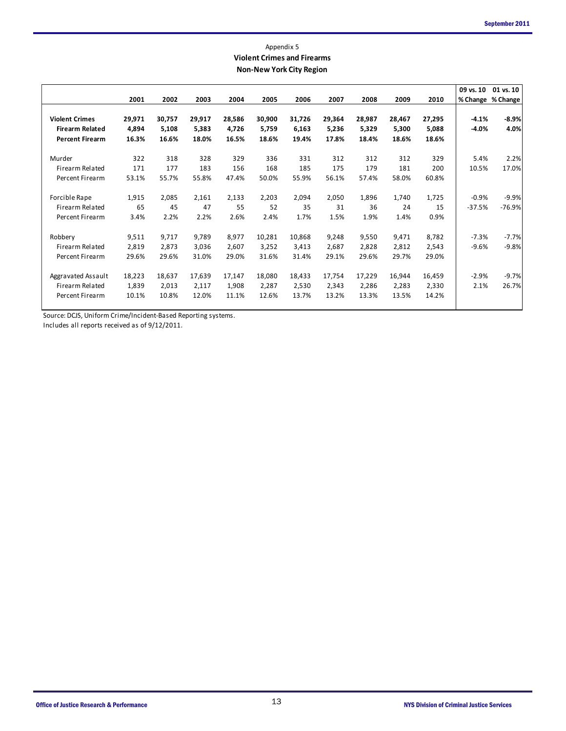Appendix 5

**Violent Crimes and Firearms**

**Non-New York City Region**

| | 2001 | 2002 | 2003 | 2004 | 2005 | 2006 | 2007 | 2008 | 2009 | 2010 | 09 vs. 10 % Change | 01 vs. 10 % Change |
|---|---|---|---|---|---|---|---|---|---|---|---|---|
| **Violent Crimes** | **29,971** | **30,757** | **29,917** | **28,586** | **30,900** | **31,726** | **29,364** | **28,987** | **28,467** | **27,295** | **-4.1%** | **-8.9%** |
| **Firearm Related** | **4,894** | **5,108** | **5,383** | **4,726** | **5,759** | **6,163** | **5,236** | **5,329** | **5,300** | **5,088** | **-4.0%** | **4.0%** |
| **Percent Firearm** | **16.3%** | **16.6%** | **18.0%** | **16.5%** | **18.6%** | **19.4%** | **17.8%** | **18.4%** | **18.6%** | **18.6%** | | |
| Murder | 322 | 318 | 328 | 329 | 336 | 331 | 312 | 312 | 312 | 329 | 5.4% | 2.2% |
| Firearm Related | 171 | 177 | 183 | 156 | 168 | 185 | 175 | 179 | 181 | 200 | 10.5% | 17.0% |
| Percent Firearm | 53.1% | 55.7% | 55.8% | 47.4% | 50.0% | 55.9% | 56.1% | 57.4% | 58.0% | 60.8% | | |
| Forcible Rape | 1,915 | 2,085 | 2,161 | 2,133 | 2,203 | 2,094 | 2,050 | 1,896 | 1,740 | 1,725 | -0.9% | -9.9% |
| Firearm Related | 65 | 45 | 47 | 55 | 52 | 35 | 31 | 36 | 24 | 15 | -37.5% | -76.9% |
| Percent Firearm | 3.4% | 2.2% | 2.2% | 2.6% | 2.4% | 1.7% | 1.5% | 1.9% | 1.4% | 0.9% | | |
| Robbery | 9,511 | 9,717 | 9,789 | 8,977 | 10,281 | 10,868 | 9,248 | 9,550 | 9,471 | 8,782 | -7.3% | -7.7% |
| Firearm Related | 2,819 | 2,873 | 3,036 | 2,607 | 3,252 | 3,413 | 2,687 | 2,828 | 2,812 | 2,543 | -9.6% | -9.8% |
| Percent Firearm | 29.6% | 29.6% | 31.0% | 29.0% | 31.6% | 31.4% | 29.1% | 29.6% | 29.7% | 29.0% | | |
| Aggravated Assault | 18,223 | 18,637 | 17,639 | 17,147 | 18,080 | 18,433 | 17,754 | 17,229 | 16,944 | 16,459 | -2.9% | -9.7% |
| Firearm Related | 1,839 | 2,013 | 2,117 | 1,908 | 2,287 | 2,530 | 2,343 | 2,286 | 2,283 | 2,330 | 2.1% | 26.7% |
| Percent Firearm | 10.1% | 10.8% | 12.0% | 11.1% | 12.6% | 13.7% | 13.2% | 13.3% | 13.5% | 14.2% | | |

Source: DCJS, Uniform Crime/Incident-Based Reporting systems.

Includes all reports received as of 9/12/2011.